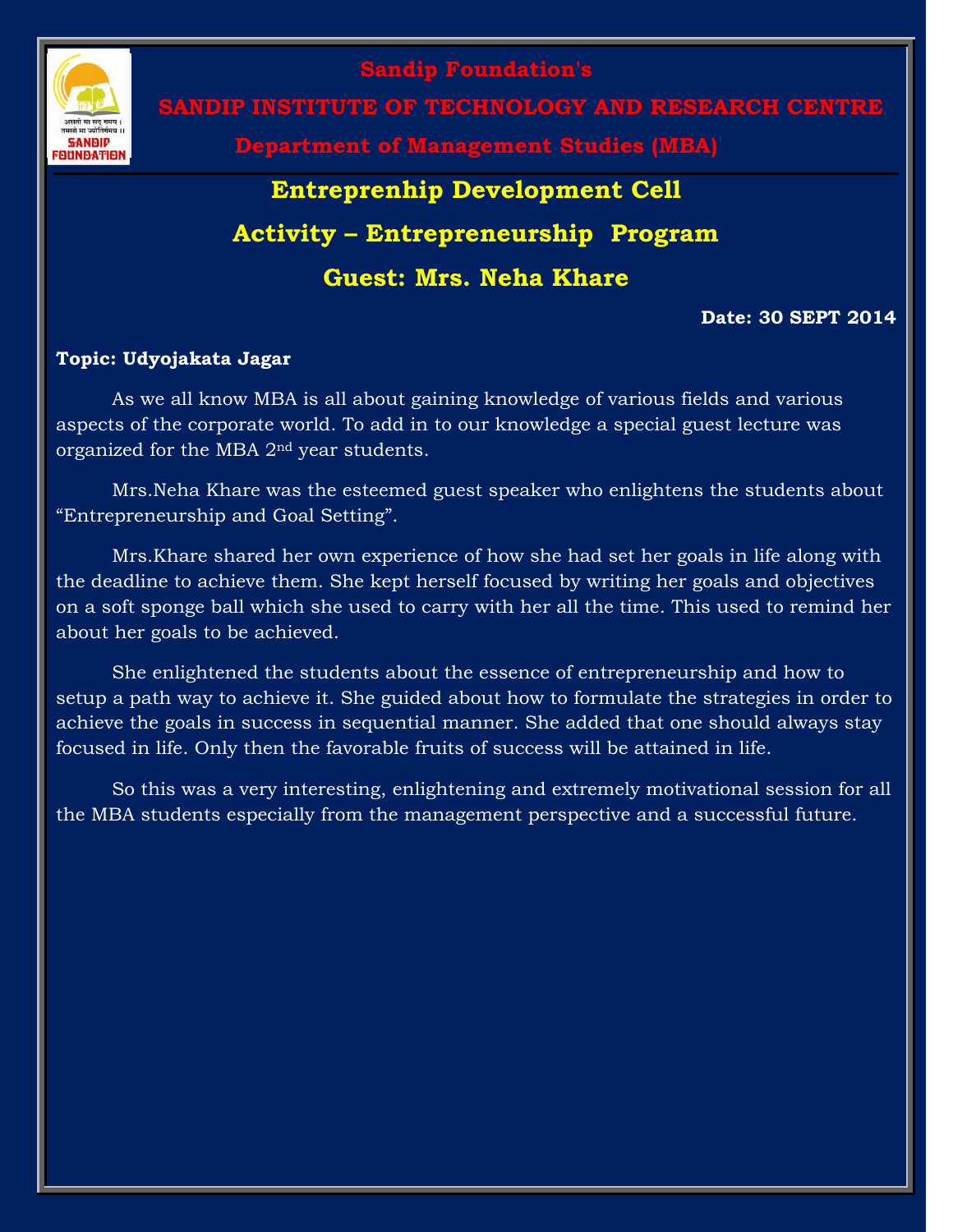Sandip Foundation's

# SANDIP INSTITUTE OF TECHNOLOGY AND RESEARCH CENTRE

## Department of Management Studies (MBA)

## Entreprenhip Development Cell

## Activity – Entrepreneurship Program

## Guest: Mrs. Neha Khare

**Date: 30 SEPT 2014**

**Topic: Udyojakata Jagar**

As we all know MBA is all about gaining knowledge of various fields and various aspects of the corporate world. To add in to our knowledge a special guest lecture was organized for the MBA 2nd year students.

Mrs.Neha Khare was the esteemed guest speaker who enlightens the students about "Entrepreneurship and Goal Setting".

Mrs.Khare shared her own experience of how she had set her goals in life along with the deadline to achieve them. She kept herself focused by writing her goals and objectives on a soft sponge ball which she used to carry with her all the time. This used to remind her about her goals to be achieved.

She enlightened the students about the essence of entrepreneurship and how to setup a path way to achieve it. She guided about how to formulate the strategies in order to achieve the goals in success in sequential manner. She added that one should always stay focused in life. Only then the favorable fruits of success will be attained in life.

So this was a very interesting, enlightening and extremely motivational session for all the MBA students especially from the management perspective and a successful future.